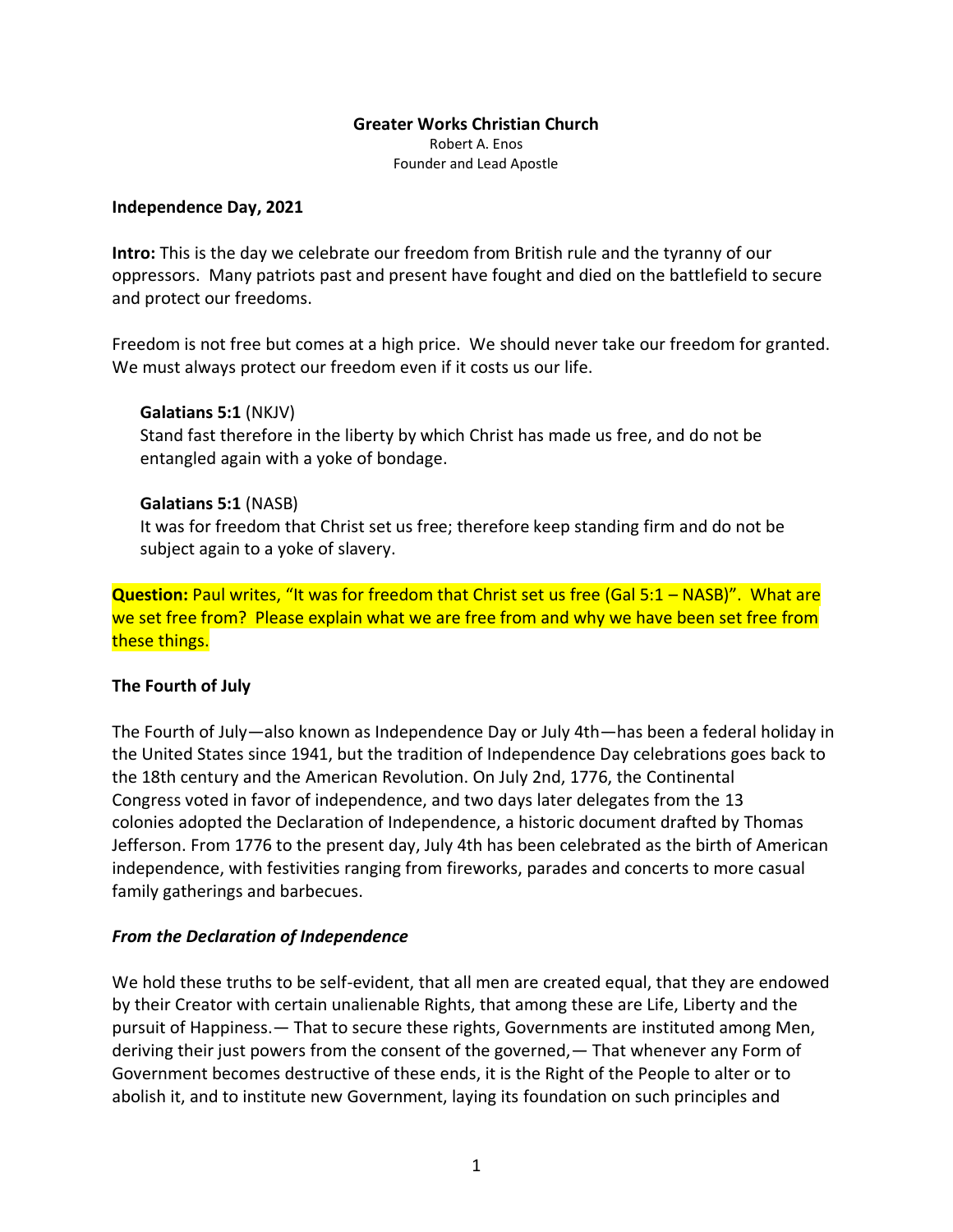**Greater Works Christian Church**
Robert A. Enos
Founder and Lead Apostle

**Independence Day, 2021**

**Intro:** This is the day we celebrate our freedom from British rule and the tyranny of our oppressors. Many patriots past and present have fought and died on the battlefield to secure and protect our freedoms.

Freedom is not free but comes at a high price. We should never take our freedom for granted. We must always protect our freedom even if it costs us our life.

> **Galatians 5:1** (NKJV)
> Stand fast therefore in the liberty by which Christ has made us free, and do not be entangled again with a yoke of bondage.
>
> **Galatians 5:1** (NASB)
> It was for freedom that Christ set us free; therefore keep standing firm and do not be subject again to a yoke of slavery.

**Question:** Paul writes, "It was for freedom that Christ set us free (Gal 5:1 – NASB)". What are we set free from? Please explain what we are free from and why we have been set free from these things.

**The Fourth of July**

The Fourth of July—also known as Independence Day or July 4th—has been a federal holiday in the United States since 1941, but the tradition of Independence Day celebrations goes back to the 18th century and the American Revolution. On July 2nd, 1776, the Continental Congress voted in favor of independence, and two days later delegates from the 13 colonies adopted the Declaration of Independence, a historic document drafted by Thomas Jefferson. From 1776 to the present day, July 4th has been celebrated as the birth of American independence, with festivities ranging from fireworks, parades and concerts to more casual family gatherings and barbecues.

***From the Declaration of Independence***

We hold these truths to be self-evident, that all men are created equal, that they are endowed by their Creator with certain unalienable Rights, that among these are Life, Liberty and the pursuit of Happiness.— That to secure these rights, Governments are instituted among Men, deriving their just powers from the consent of the governed,— That whenever any Form of Government becomes destructive of these ends, it is the Right of the People to alter or to abolish it, and to institute new Government, laying its foundation on such principles and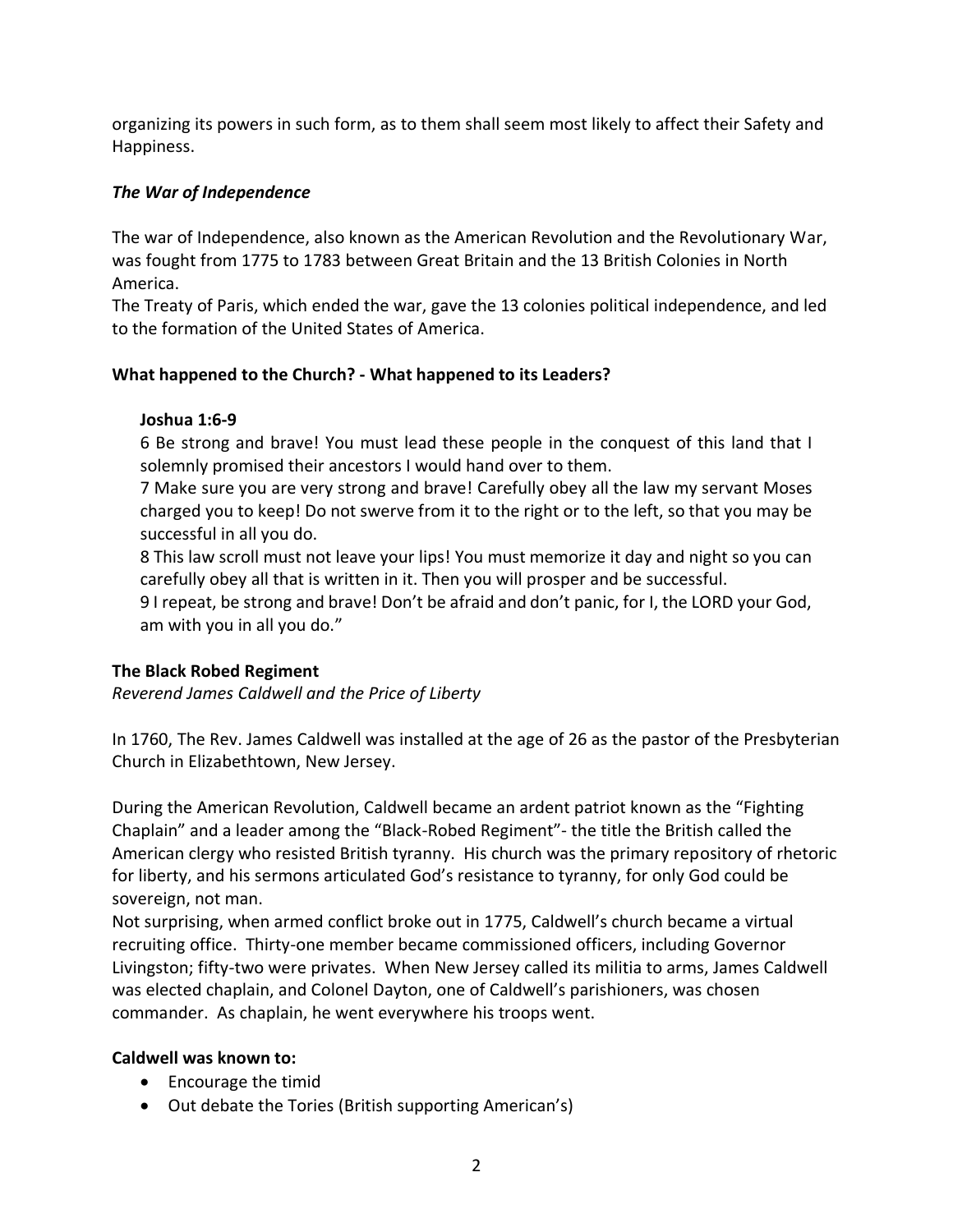organizing its powers in such form, as to them shall seem most likely to affect their Safety and Happiness.

### *The War of Independence*

The war of Independence, also known as the American Revolution and the Revolutionary War, was fought from 1775 to 1783 between Great Britain and the 13 British Colonies in North America.

The Treaty of Paris, which ended the war, gave the 13 colonies political independence, and led to the formation of the United States of America.

### What happened to the Church? - What happened to its Leaders?

> **Joshua 1:6-9**
>
> 6 Be strong and brave! You must lead these people in the conquest of this land that I solemnly promised their ancestors I would hand over to them.
>
> 7 Make sure you are very strong and brave! Carefully obey all the law my servant Moses charged you to keep! Do not swerve from it to the right or to the left, so that you may be successful in all you do.
>
> 8 This law scroll must not leave your lips! You must memorize it day and night so you can carefully obey all that is written in it. Then you will prosper and be successful.
>
> 9 I repeat, be strong and brave! Don't be afraid and don't panic, for I, the LORD your God, am with you in all you do."

### The Black Robed Regiment

*Reverend James Caldwell and the Price of Liberty*

In 1760, The Rev. James Caldwell was installed at the age of 26 as the pastor of the Presbyterian Church in Elizabethtown, New Jersey.

During the American Revolution, Caldwell became an ardent patriot known as the "Fighting Chaplain" and a leader among the "Black-Robed Regiment"- the title the British called the American clergy who resisted British tyranny. His church was the primary repository of rhetoric for liberty, and his sermons articulated God's resistance to tyranny, for only God could be sovereign, not man.

Not surprising, when armed conflict broke out in 1775, Caldwell's church became a virtual recruiting office. Thirty-one member became commissioned officers, including Governor Livingston; fifty-two were privates. When New Jersey called its militia to arms, James Caldwell was elected chaplain, and Colonel Dayton, one of Caldwell's parishioners, was chosen commander. As chaplain, he went everywhere his troops went.

**Caldwell was known to:**

- Encourage the timid
- Out debate the Tories (British supporting American's)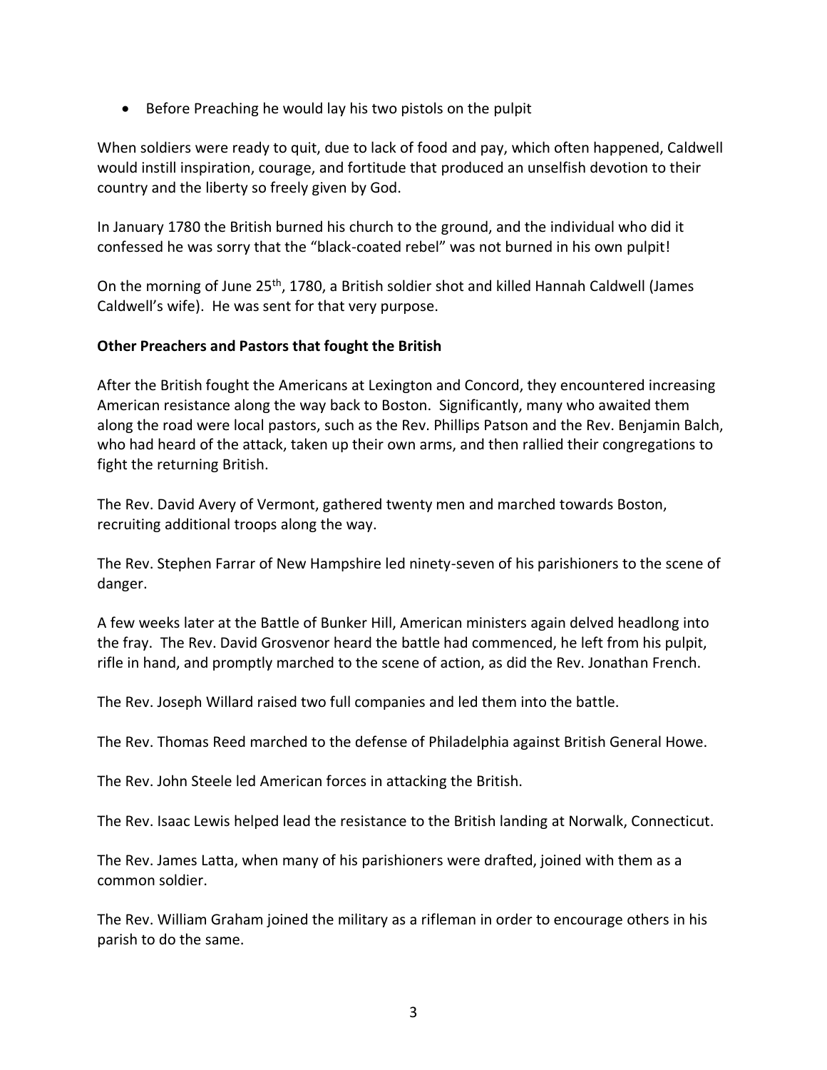- Before Preaching he would lay his two pistols on the pulpit

When soldiers were ready to quit, due to lack of food and pay, which often happened, Caldwell would instill inspiration, courage, and fortitude that produced an unselfish devotion to their country and the liberty so freely given by God.

In January 1780 the British burned his church to the ground, and the individual who did it confessed he was sorry that the "black-coated rebel" was not burned in his own pulpit!

On the morning of June 25th, 1780, a British soldier shot and killed Hannah Caldwell (James Caldwell's wife). He was sent for that very purpose.

**Other Preachers and Pastors that fought the British**

After the British fought the Americans at Lexington and Concord, they encountered increasing American resistance along the way back to Boston. Significantly, many who awaited them along the road were local pastors, such as the Rev. Phillips Patson and the Rev. Benjamin Balch, who had heard of the attack, taken up their own arms, and then rallied their congregations to fight the returning British.

The Rev. David Avery of Vermont, gathered twenty men and marched towards Boston, recruiting additional troops along the way.

The Rev. Stephen Farrar of New Hampshire led ninety-seven of his parishioners to the scene of danger.

A few weeks later at the Battle of Bunker Hill, American ministers again delved headlong into the fray. The Rev. David Grosvenor heard the battle had commenced, he left from his pulpit, rifle in hand, and promptly marched to the scene of action, as did the Rev. Jonathan French.

The Rev. Joseph Willard raised two full companies and led them into the battle.

The Rev. Thomas Reed marched to the defense of Philadelphia against British General Howe.

The Rev. John Steele led American forces in attacking the British.

The Rev. Isaac Lewis helped lead the resistance to the British landing at Norwalk, Connecticut.

The Rev. James Latta, when many of his parishioners were drafted, joined with them as a common soldier.

The Rev. William Graham joined the military as a rifleman in order to encourage others in his parish to do the same.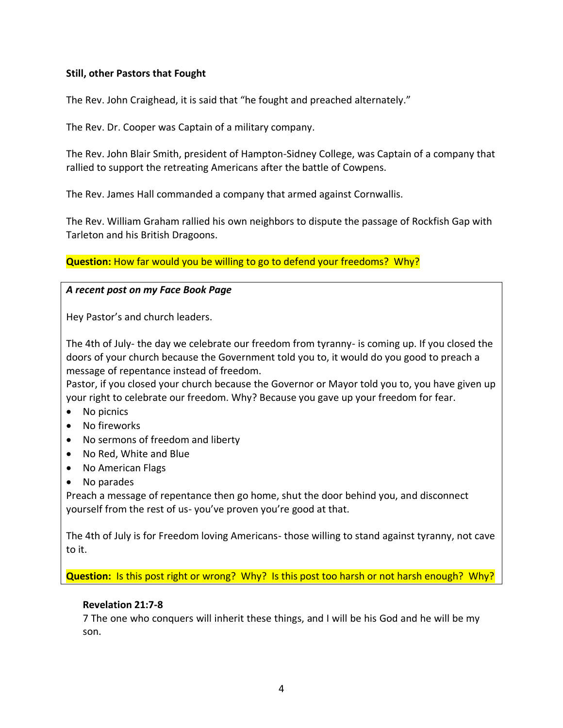**Still, other Pastors that Fought**

The Rev. John Craighead, it is said that "he fought and preached alternately."

The Rev. Dr. Cooper was Captain of a military company.

The Rev. John Blair Smith, president of Hampton-Sidney College, was Captain of a company that rallied to support the retreating Americans after the battle of Cowpens.

The Rev. James Hall commanded a company that armed against Cornwallis.

The Rev. William Graham rallied his own neighbors to dispute the passage of Rockfish Gap with Tarleton and his British Dragoons.

**Question:** How far would you be willing to go to defend your freedoms? Why?

***A recent post on my Face Book Page***

Hey Pastor's and church leaders.

The 4th of July- the day we celebrate our freedom from tyranny- is coming up. If you closed the doors of your church because the Government told you to, it would do you good to preach a message of repentance instead of freedom.
Pastor, if you closed your church because the Governor or Mayor told you to, you have given up your right to celebrate our freedom. Why? Because you gave up your freedom for fear.

- No picnics
- No fireworks
- No sermons of freedom and liberty
- No Red, White and Blue
- No American Flags
- No parades

Preach a message of repentance then go home, shut the door behind you, and disconnect yourself from the rest of us- you've proven you're good at that.

The 4th of July is for Freedom loving Americans- those willing to stand against tyranny, not cave to it.

**Question:** Is this post right or wrong? Why? Is this post too harsh or not harsh enough? Why?

**Revelation 21:7-8**
7 The one who conquers will inherit these things, and I will be his God and he will be my son.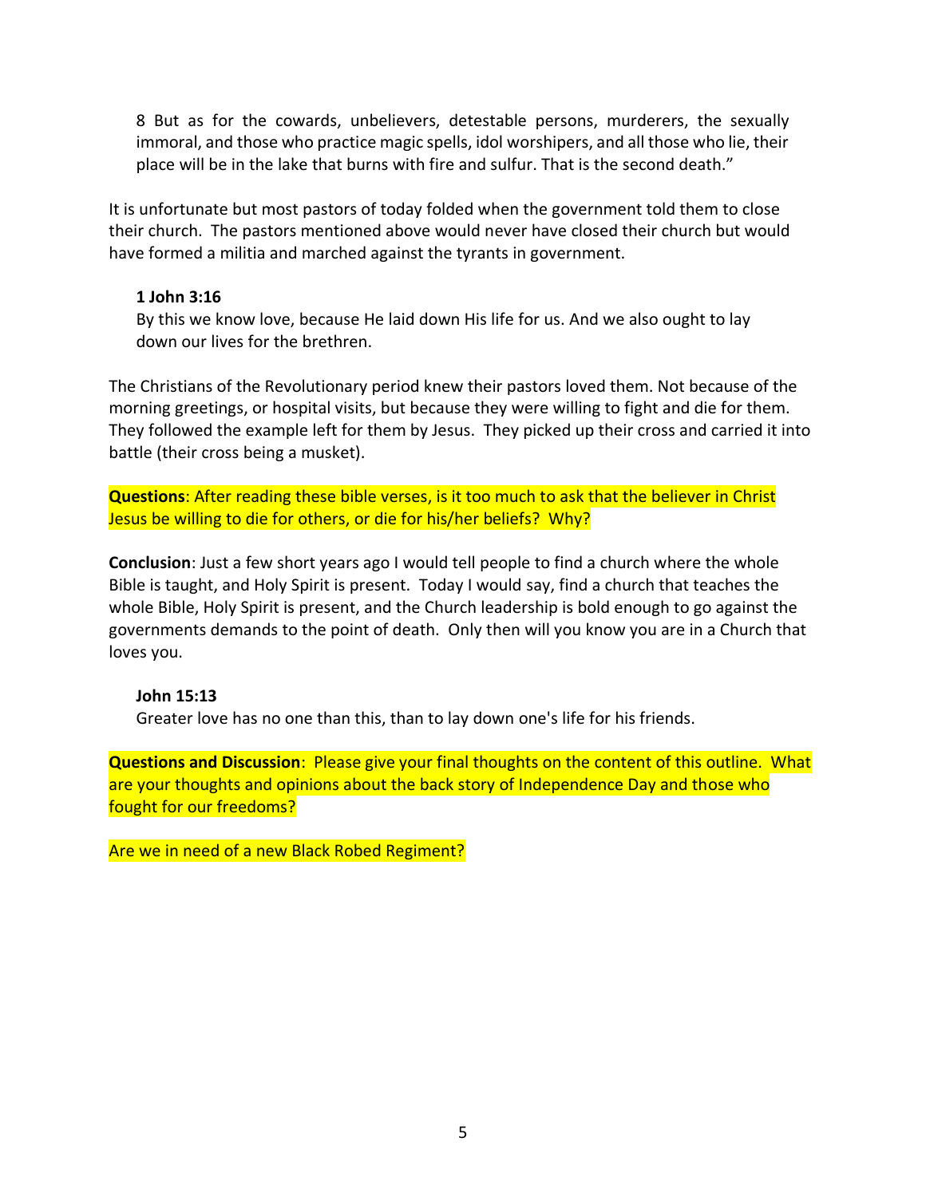8 But as for the cowards, unbelievers, detestable persons, murderers, the sexually immoral, and those who practice magic spells, idol worshipers, and all those who lie, their place will be in the lake that burns with fire and sulfur. That is the second death."

It is unfortunate but most pastors of today folded when the government told them to close their church. The pastors mentioned above would never have closed their church but would have formed a militia and marched against the tyrants in government.

**1 John 3:16**
By this we know love, because He laid down His life for us. And we also ought to lay down our lives for the brethren.

The Christians of the Revolutionary period knew their pastors loved them. Not because of the morning greetings, or hospital visits, but because they were willing to fight and die for them. They followed the example left for them by Jesus. They picked up their cross and carried it into battle (their cross being a musket).

**Questions**: After reading these bible verses, is it too much to ask that the believer in Christ Jesus be willing to die for others, or die for his/her beliefs? Why?

**Conclusion**: Just a few short years ago I would tell people to find a church where the whole Bible is taught, and Holy Spirit is present. Today I would say, find a church that teaches the whole Bible, Holy Spirit is present, and the Church leadership is bold enough to go against the governments demands to the point of death. Only then will you know you are in a Church that loves you.

**John 15:13**
Greater love has no one than this, than to lay down one's life for his friends.

**Questions and Discussion**: Please give your final thoughts on the content of this outline. What are your thoughts and opinions about the back story of Independence Day and those who fought for our freedoms?

Are we in need of a new Black Robed Regiment?